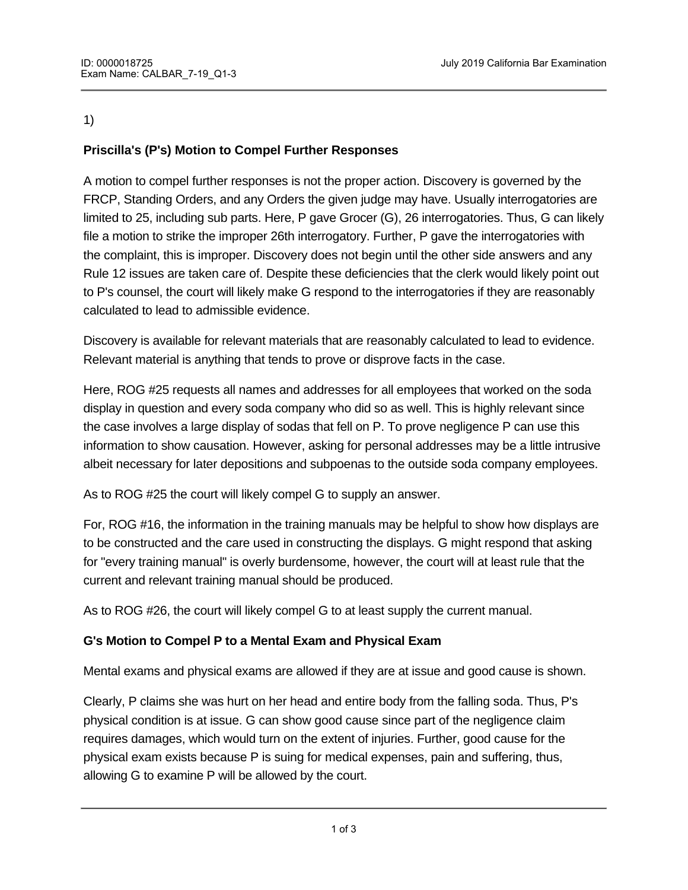1)

**Priscilla's (P's) Motion to Compel Further Responses**

A motion to compel further responses is not the proper action. Discovery is governed by the FRCP, Standing Orders, and any Orders the given judge may have. Usually interrogatories are limited to 25, including sub parts. Here, P gave Grocer (G), 26 interrogatories. Thus, G can likely file a motion to strike the improper 26th interrogatory. Further, P gave the interrogatories with the complaint, this is improper. Discovery does not begin until the other side answers and any Rule 12 issues are taken care of. Despite these deficiencies that the clerk would likely point out to P's counsel, the court will likely make G respond to the interrogatories if they are reasonably calculated to lead to admissible evidence.

Discovery is available for relevant materials that are reasonably calculated to lead to evidence. Relevant material is anything that tends to prove or disprove facts in the case.

Here, ROG #25 requests all names and addresses for all employees that worked on the soda display in question and every soda company who did so as well. This is highly relevant since the case involves a large display of sodas that fell on P. To prove negligence P can use this information to show causation. However, asking for personal addresses may be a little intrusive albeit necessary for later depositions and subpoenas to the outside soda company employees.

As to ROG #25 the court will likely compel G to supply an answer.

For, ROG #16, the information in the training manuals may be helpful to show how displays are to be constructed and the care used in constructing the displays. G might respond that asking for "every training manual" is overly burdensome, however, the court will at least rule that the current and relevant training manual should be produced.

As to ROG #26, the court will likely compel G to at least supply the current manual.

**G's Motion to Compel P to a Mental Exam and Physical Exam**

Mental exams and physical exams are allowed if they are at issue and good cause is shown.

Clearly, P claims she was hurt on her head and entire body from the falling soda. Thus, P's physical condition is at issue. G can show good cause since part of the negligence claim requires damages, which would turn on the extent of injuries. Further, good cause for the physical exam exists because P is suing for medical expenses, pain and suffering, thus, allowing G to examine P will be allowed by the court.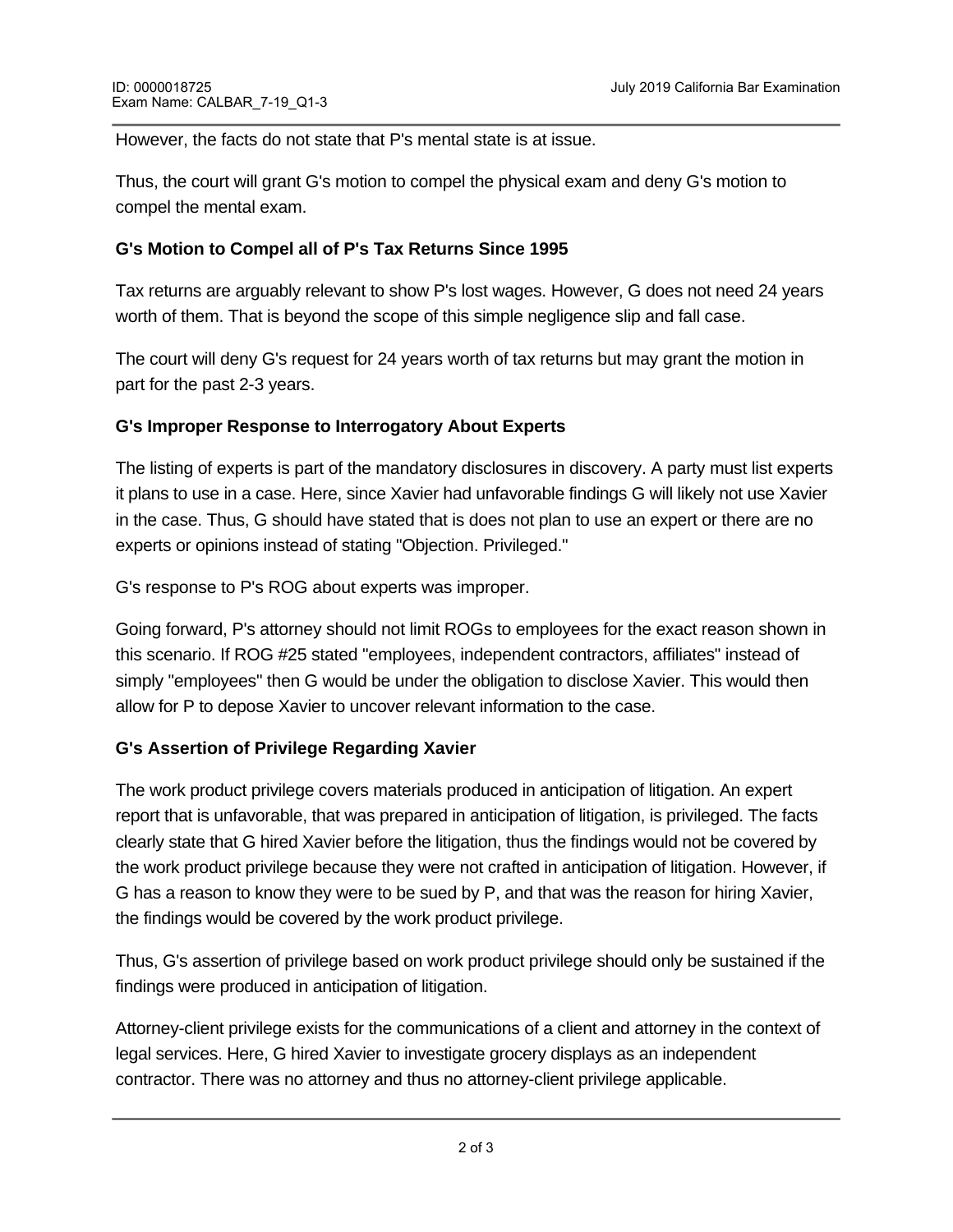However, the facts do not state that P's mental state is at issue.

Thus, the court will grant G's motion to compel the physical exam and deny G's motion to compel the mental exam.

**G's Motion to Compel all of P's Tax Returns Since 1995**

Tax returns are arguably relevant to show P's lost wages. However, G does not need 24 years worth of them. That is beyond the scope of this simple negligence slip and fall case.

The court will deny G's request for 24 years worth of tax returns but may grant the motion in part for the past 2-3 years.

**G's Improper Response to Interrogatory About Experts**

The listing of experts is part of the mandatory disclosures in discovery. A party must list experts it plans to use in a case. Here, since Xavier had unfavorable findings G will likely not use Xavier in the case. Thus, G should have stated that is does not plan to use an expert or there are no experts or opinions instead of stating "Objection. Privileged."

G's response to P's ROG about experts was improper.

Going forward, P's attorney should not limit ROGs to employees for the exact reason shown in this scenario. If ROG #25 stated "employees, independent contractors, affiliates" instead of simply "employees" then G would be under the obligation to disclose Xavier. This would then allow for P to depose Xavier to uncover relevant information to the case.

**G's Assertion of Privilege Regarding Xavier**

The work product privilege covers materials produced in anticipation of litigation. An expert report that is unfavorable, that was prepared in anticipation of litigation, is privileged. The facts clearly state that G hired Xavier before the litigation, thus the findings would not be covered by the work product privilege because they were not crafted in anticipation of litigation. However, if G has a reason to know they were to be sued by P, and that was the reason for hiring Xavier, the findings would be covered by the work product privilege.

Thus, G's assertion of privilege based on work product privilege should only be sustained if the findings were produced in anticipation of litigation.

Attorney-client privilege exists for the communications of a client and attorney in the context of legal services. Here, G hired Xavier to investigate grocery displays as an independent contractor. There was no attorney and thus no attorney-client privilege applicable.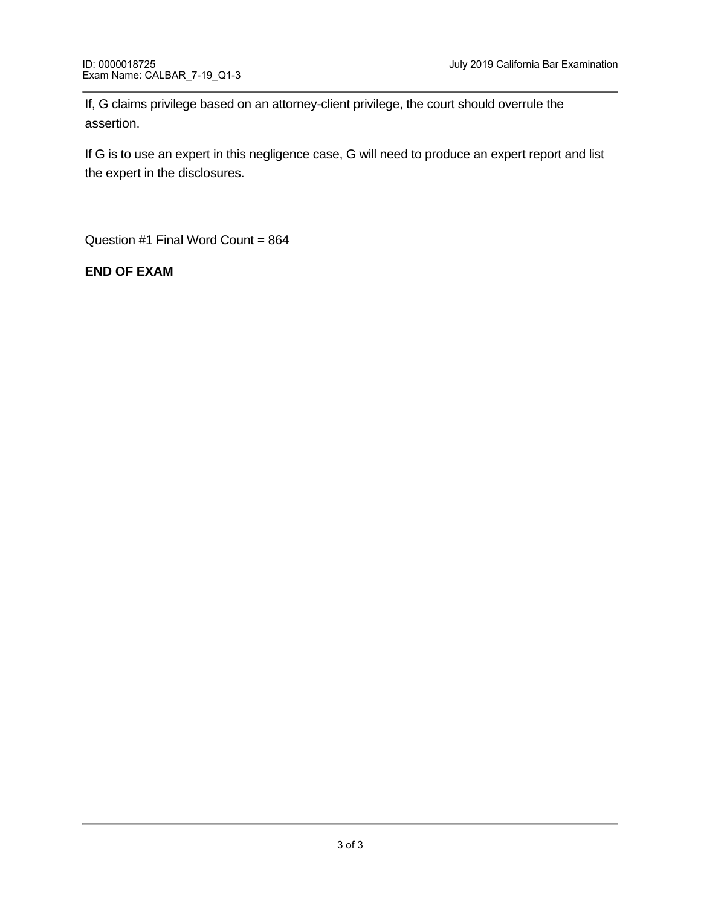If, G claims privilege based on an attorney-client privilege, the court should overrule the assertion.

If G is to use an expert in this negligence case, G will need to produce an expert report and list the expert in the disclosures.

Question #1 Final Word Count = 864

**END OF EXAM**